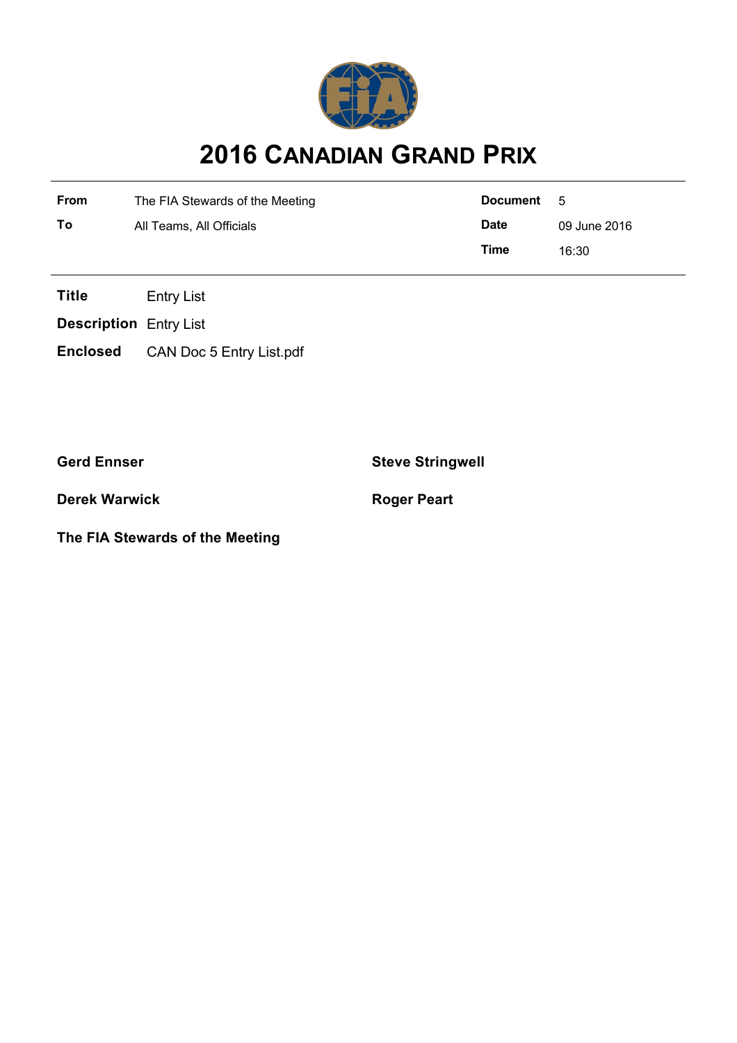# 2016 CANADIAN GRAND PRIX

| | | | |
|---|---|---|---|
| **From** | The FIA Stewards of the Meeting | **Document** | 5 |
| **To** | All Teams, All Officials | **Date** | 09 June 2016 |
| | | **Time** | 16:30 |

**Title** Entry List

**Description** Entry List

**Enclosed** CAN Doc 5 Entry List.pdf

**Gerd Ennser**

**Steve Stringwell**

**Derek Warwick**

**Roger Peart**

**The FIA Stewards of the Meeting**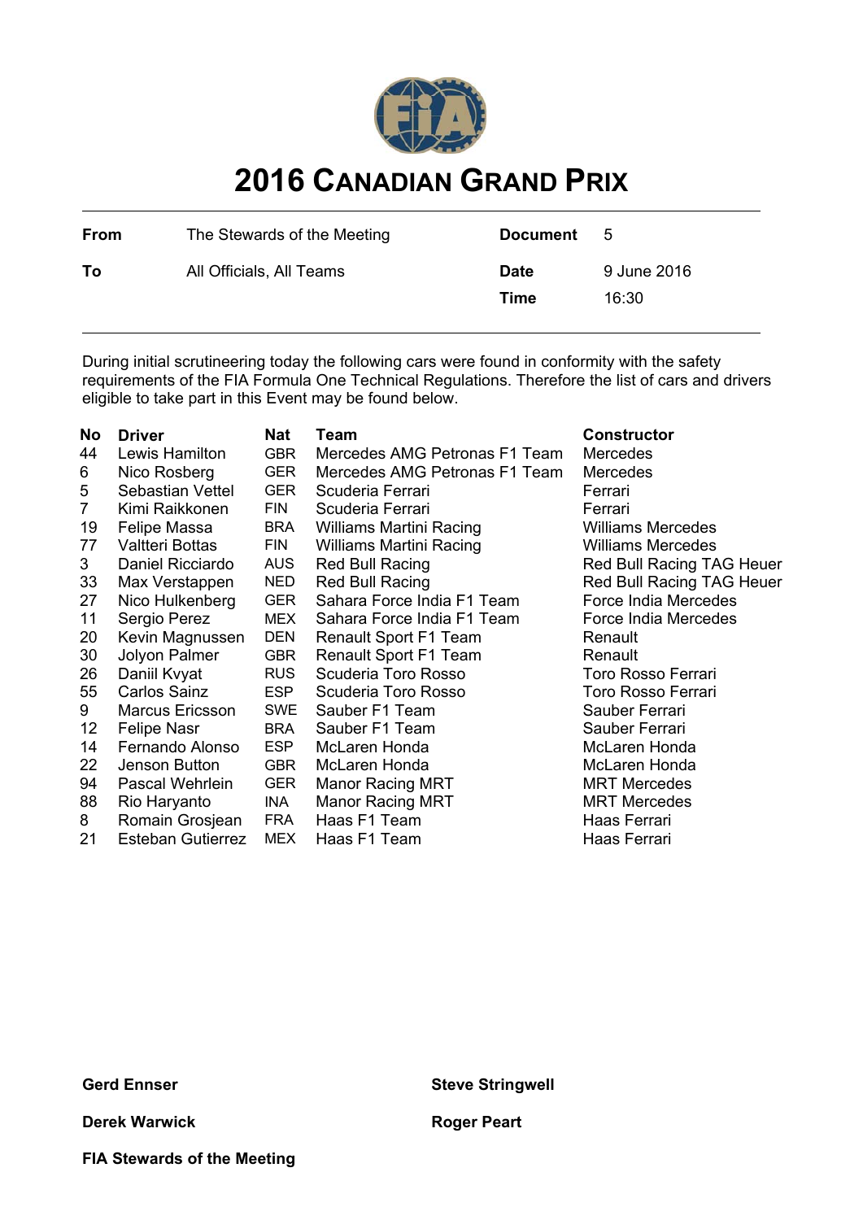# 2016 CANADIAN GRAND PRIX

| | | | |
|---|---|---|---|
| **From** | The Stewards of the Meeting | **Document** | 5 |
| **To** | All Officials, All Teams | **Date** | 9 June 2016 |
| | | **Time** | 16:30 |

During initial scrutineering today the following cars were found in conformity with the safety requirements of the FIA Formula One Technical Regulations. Therefore the list of cars and drivers eligible to take part in this Event may be found below.

| No | Driver | Nat | Team | Constructor |
|---|---|---|---|---|
| 44 | Lewis Hamilton | GBR | Mercedes AMG Petronas F1 Team | Mercedes |
| 6 | Nico Rosberg | GER | Mercedes AMG Petronas F1 Team | Mercedes |
| 5 | Sebastian Vettel | GER | Scuderia Ferrari | Ferrari |
| 7 | Kimi Raikkonen | FIN | Scuderia Ferrari | Ferrari |
| 19 | Felipe Massa | BRA | Williams Martini Racing | Williams Mercedes |
| 77 | Valtteri Bottas | FIN | Williams Martini Racing | Williams Mercedes |
| 3 | Daniel Ricciardo | AUS | Red Bull Racing | Red Bull Racing TAG Heuer |
| 33 | Max Verstappen | NED | Red Bull Racing | Red Bull Racing TAG Heuer |
| 27 | Nico Hulkenberg | GER | Sahara Force India F1 Team | Force India Mercedes |
| 11 | Sergio Perez | MEX | Sahara Force India F1 Team | Force India Mercedes |
| 20 | Kevin Magnussen | DEN | Renault Sport F1 Team | Renault |
| 30 | Jolyon Palmer | GBR | Renault Sport F1 Team | Renault |
| 26 | Daniil Kvyat | RUS | Scuderia Toro Rosso | Toro Rosso Ferrari |
| 55 | Carlos Sainz | ESP | Scuderia Toro Rosso | Toro Rosso Ferrari |
| 9 | Marcus Ericsson | SWE | Sauber F1 Team | Sauber Ferrari |
| 12 | Felipe Nasr | BRA | Sauber F1 Team | Sauber Ferrari |
| 14 | Fernando Alonso | ESP | McLaren Honda | McLaren Honda |
| 22 | Jenson Button | GBR | McLaren Honda | McLaren Honda |
| 94 | Pascal Wehrlein | GER | Manor Racing MRT | MRT Mercedes |
| 88 | Rio Haryanto | INA | Manor Racing MRT | MRT Mercedes |
| 8 | Romain Grosjean | FRA | Haas F1 Team | Haas Ferrari |
| 21 | Esteban Gutierrez | MEX | Haas F1 Team | Haas Ferrari |

**Gerd Ennser**

**Steve Stringwell**

**Derek Warwick**

**Roger Peart**

**FIA Stewards of the Meeting**